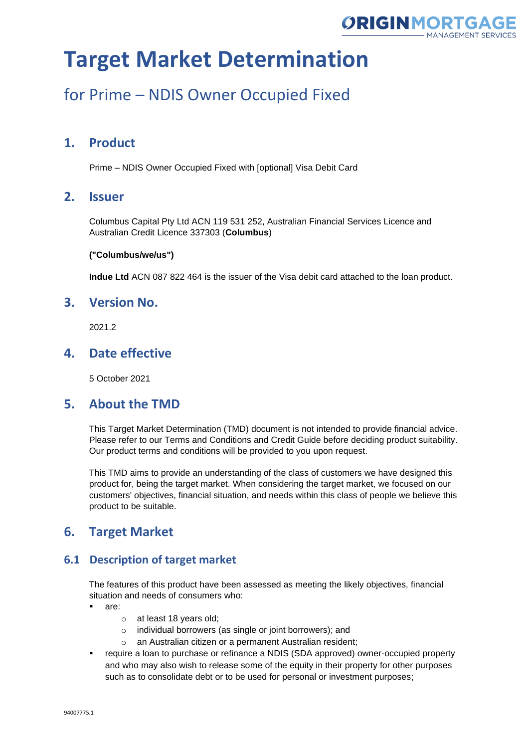# Target Market Determination

## for Prime – NDIS Owner Occupied Fixed

## 1. Product

Prime – NDIS Owner Occupied Fixed with [optional] Visa Debit Card

## 2. Issuer

Columbus Capital Pty Ltd ACN 119 531 252, Australian Financial Services Licence and Australian Credit Licence 337303 (**Columbus**)

**("Columbus/we/us")**

**Indue Ltd** ACN 087 822 464 is the issuer of the Visa debit card attached to the loan product.

## 3. Version No.

2021.2

## 4. Date effective

5 October 2021

## 5. About the TMD

This Target Market Determination (TMD) document is not intended to provide financial advice. Please refer to our Terms and Conditions and Credit Guide before deciding product suitability. Our product terms and conditions will be provided to you upon request.

This TMD aims to provide an understanding of the class of customers we have designed this product for, being the target market. When considering the target market, we focused on our customers' objectives, financial situation, and needs within this class of people we believe this product to be suitable.

## 6. Target Market

### 6.1 Description of target market

The features of this product have been assessed as meeting the likely objectives, financial situation and needs of consumers who:

- are:
  - at least 18 years old;
  - individual borrowers (as single or joint borrowers); and
  - an Australian citizen or a permanent Australian resident;
- require a loan to purchase or refinance a NDIS (SDA approved) owner-occupied property and who may also wish to release some of the equity in their property for other purposes such as to consolidate debt or to be used for personal or investment purposes;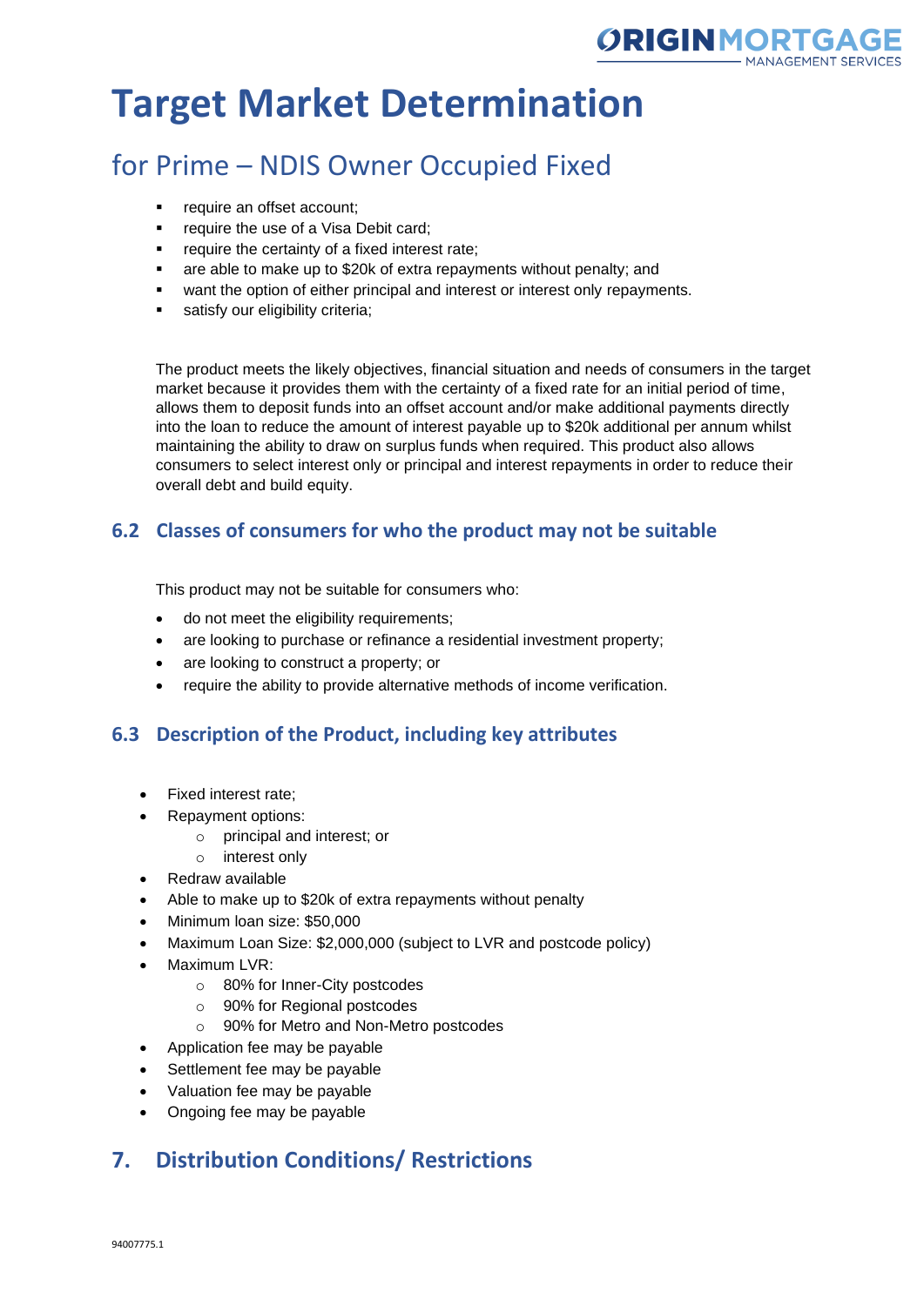# Target Market Determination

## for Prime – NDIS Owner Occupied Fixed

- require an offset account;
- require the use of a Visa Debit card;
- require the certainty of a fixed interest rate;
- are able to make up to $20k of extra repayments without penalty; and
- want the option of either principal and interest or interest only repayments.
- satisfy our eligibility criteria;

The product meets the likely objectives, financial situation and needs of consumers in the target market because it provides them with the certainty of a fixed rate for an initial period of time, allows them to deposit funds into an offset account and/or make additional payments directly into the loan to reduce the amount of interest payable up to $20k additional per annum whilst maintaining the ability to draw on surplus funds when required. This product also allows consumers to select interest only or principal and interest repayments in order to reduce their overall debt and build equity.

### 6.2 Classes of consumers for who the product may not be suitable

This product may not be suitable for consumers who:

- do not meet the eligibility requirements;
- are looking to purchase or refinance a residential investment property;
- are looking to construct a property; or
- require the ability to provide alternative methods of income verification.

### 6.3 Description of the Product, including key attributes

- Fixed interest rate;
- Repayment options:
  - principal and interest; or
  - interest only
- Redraw available
- Able to make up to $20k of extra repayments without penalty
- Minimum loan size: $50,000
- Maximum Loan Size: $2,000,000 (subject to LVR and postcode policy)
- Maximum LVR:
  - 80% for Inner-City postcodes
  - 90% for Regional postcodes
  - 90% for Metro and Non-Metro postcodes
- Application fee may be payable
- Settlement fee may be payable
- Valuation fee may be payable
- Ongoing fee may be payable

## 7. Distribution Conditions/ Restrictions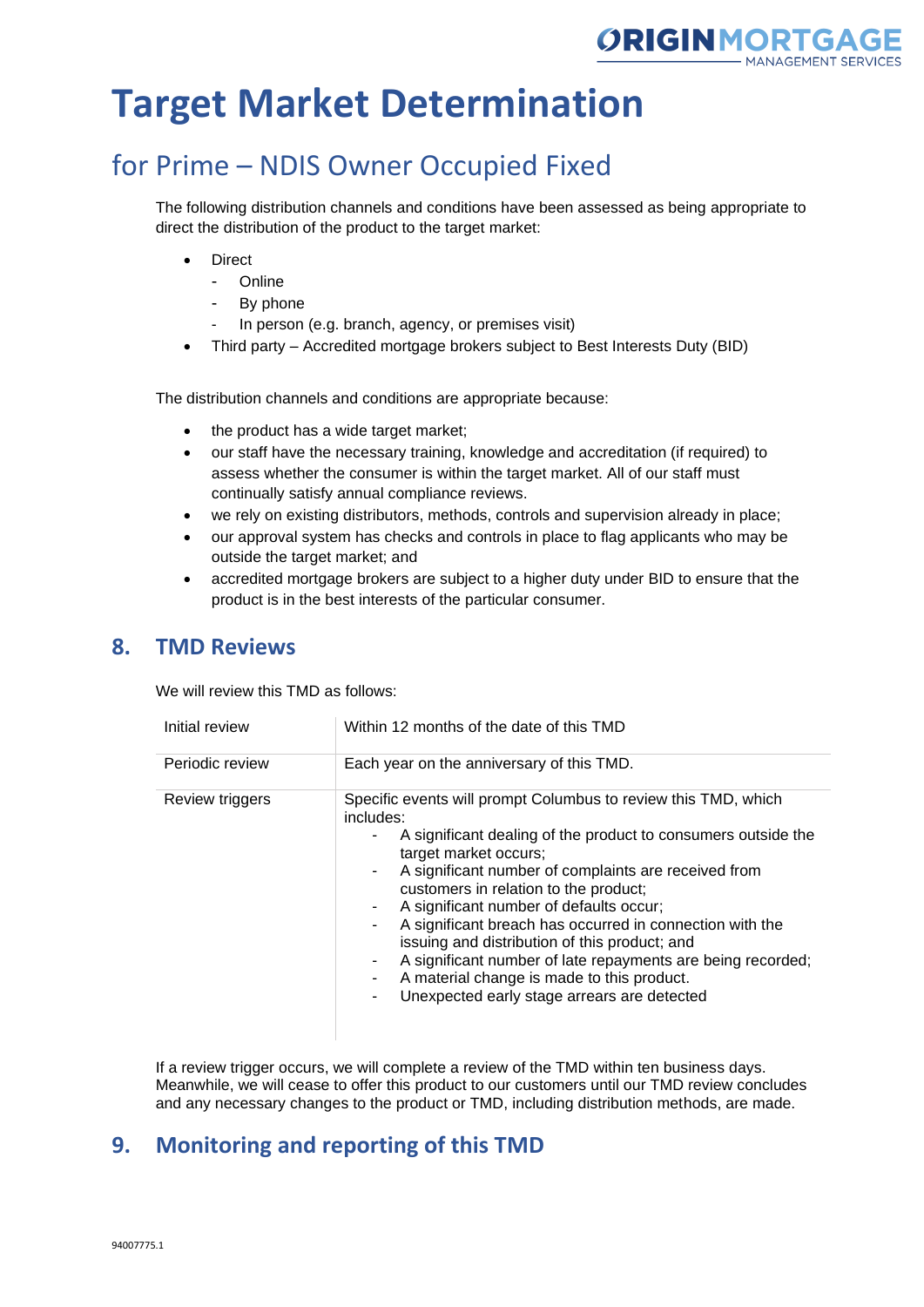# Target Market Determination

## for Prime – NDIS Owner Occupied Fixed

The following distribution channels and conditions have been assessed as being appropriate to direct the distribution of the product to the target market:

- Direct
  - Online
  - By phone
  - In person (e.g. branch, agency, or premises visit)
- Third party – Accredited mortgage brokers subject to Best Interests Duty (BID)

The distribution channels and conditions are appropriate because:

- the product has a wide target market;
- our staff have the necessary training, knowledge and accreditation (if required) to assess whether the consumer is within the target market. All of our staff must continually satisfy annual compliance reviews.
- we rely on existing distributors, methods, controls and supervision already in place;
- our approval system has checks and controls in place to flag applicants who may be outside the target market; and
- accredited mortgage brokers are subject to a higher duty under BID to ensure that the product is in the best interests of the particular consumer.

## 8. TMD Reviews

We will review this TMD as follows:

| | |
|---|---|
| Initial review | Within 12 months of the date of this TMD |
| Periodic review | Each year on the anniversary of this TMD. |
| Review triggers | Specific events will prompt Columbus to review this TMD, which includes:<br>- A significant dealing of the product to consumers outside the target market occurs;<br>- A significant number of complaints are received from customers in relation to the product;<br>- A significant number of defaults occur;<br>- A significant breach has occurred in connection with the issuing and distribution of this product; and<br>- A significant number of late repayments are being recorded;<br>- A material change is made to this product.<br>- Unexpected early stage arrears are detected |

If a review trigger occurs, we will complete a review of the TMD within ten business days. Meanwhile, we will cease to offer this product to our customers until our TMD review concludes and any necessary changes to the product or TMD, including distribution methods, are made.

## 9. Monitoring and reporting of this TMD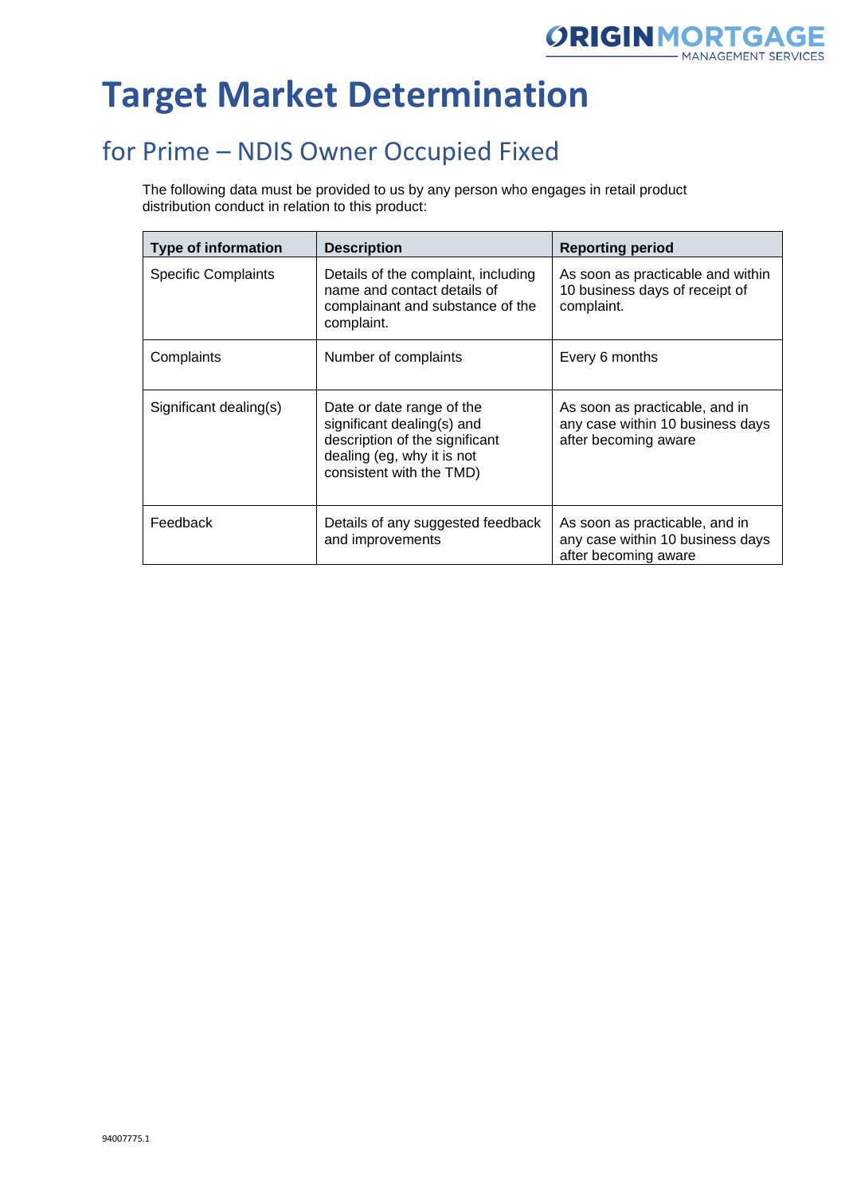# Target Market Determination

## for Prime – NDIS Owner Occupied Fixed

The following data must be provided to us by any person who engages in retail product distribution conduct in relation to this product:

| Type of information | Description | Reporting period |
|---|---|---|
| Specific Complaints | Details of the complaint, including name and contact details of complainant and substance of the complaint. | As soon as practicable and within 10 business days of receipt of complaint. |
| Complaints | Number of complaints | Every 6 months |
| Significant dealing(s) | Date or date range of the significant dealing(s) and description of the significant dealing (eg, why it is not consistent with the TMD) | As soon as practicable, and in any case within 10 business days after becoming aware |
| Feedback | Details of any suggested feedback and improvements | As soon as practicable, and in any case within 10 business days after becoming aware |

94007775.1